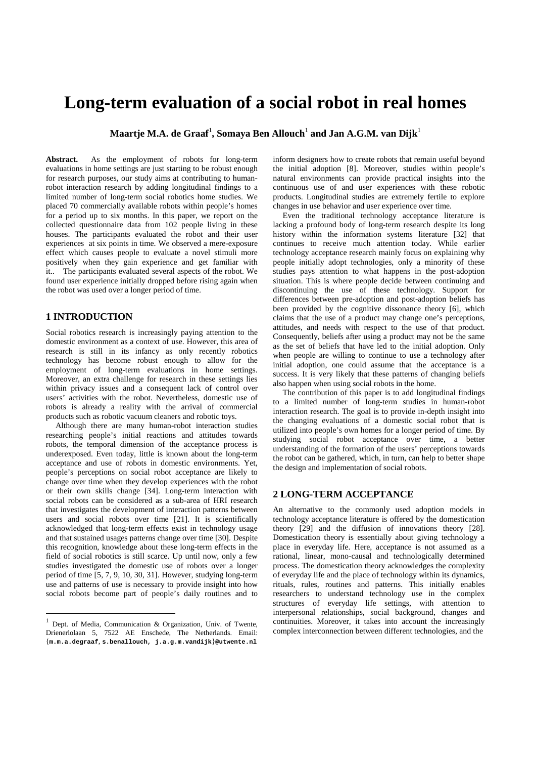# Long-term evaluation of a social robot in real homes

**Maartje M.A. de Graaf[1], Somaya Ben Allouch[1] and Jan A.G.M. van Dijk[1]**

**Abstract.** As the employment of robots for long-term evaluations in home settings are just starting to be robust enough for research purposes, our study aims at contributing to human-robot interaction research by adding longitudinal findings to a limited number of long-term social robotics home studies. We placed 70 commercially available robots within people's homes for a period up to six months. In this paper, we report on the collected questionnaire data from 102 people living in these houses. The participants evaluated the robot and their user experiences at six points in time. We observed a mere-exposure effect which causes people to evaluate a novel stimuli more positively when they gain experience and get familiar with it.. The participants evaluated several aspects of the robot. We found user experience initially dropped before rising again when the robot was used over a longer period of time.

## 1 INTRODUCTION

Social robotics research is increasingly paying attention to the domestic environment as a context of use. However, this area of research is still in its infancy as only recently robotics technology has become robust enough to allow for the employment of long-term evaluations in home settings. Moreover, an extra challenge for research in these settings lies within privacy issues and a consequent lack of control over users' activities with the robot. Nevertheless, domestic use of robots is already a reality with the arrival of commercial products such as robotic vacuum cleaners and robotic toys.

Although there are many human-robot interaction studies researching people's initial reactions and attitudes towards robots, the temporal dimension of the acceptance process is underexposed. Even today, little is known about the long-term acceptance and use of robots in domestic environments. Yet, people's perceptions on social robot acceptance are likely to change over time when they develop experiences with the robot or their own skills change [34]. Long-term interaction with social robots can be considered as a sub-area of HRI research that investigates the development of interaction patterns between users and social robots over time [21]. It is scientifically acknowledged that long-term effects exist in technology usage and that sustained usages patterns change over time [30]. Despite this recognition, knowledge about these long-term effects in the field of social robotics is still scarce. Up until now, only a few studies investigated the domestic use of robots over a longer period of time [5, 7, 9, 10, 30, 31]. However, studying long-term use and patterns of use is necessary to provide insight into how social robots become part of people's daily routines and to inform designers how to create robots that remain useful beyond the initial adoption [8]. Moreover, studies within people's natural environments can provide practical insights into the continuous use of and user experiences with these robotic products. Longitudinal studies are extremely fertile to explore changes in use behavior and user experience over time.

Even the traditional technology acceptance literature is lacking a profound body of long-term research despite its long history within the information systems literature [32] that continues to receive much attention today. While earlier technology acceptance research mainly focus on explaining why people initially adopt technologies, only a minority of these studies pays attention to what happens in the post-adoption situation. This is where people decide between continuing and discontinuing the use of these technology. Support for differences between pre-adoption and post-adoption beliefs has been provided by the cognitive dissonance theory [6], which claims that the use of a product may change one's perceptions, attitudes, and needs with respect to the use of that product. Consequently, beliefs after using a product may not be the same as the set of beliefs that have led to the initial adoption. Only when people are willing to continue to use a technology after initial adoption, one could assume that the acceptance is a success. It is very likely that these patterns of changing beliefs also happen when using social robots in the home.

The contribution of this paper is to add longitudinal findings to a limited number of long-term studies in human-robot interaction research. The goal is to provide in-depth insight into the changing evaluations of a domestic social robot that is utilized into people's own homes for a longer period of time. By studying social robot acceptance over time, a better understanding of the formation of the users' perceptions towards the robot can be gathered, which, in turn, can help to better shape the design and implementation of social robots.

## 2 LONG-TERM ACCEPTANCE

An alternative to the commonly used adoption models in technology acceptance literature is offered by the domestication theory [29] and the diffusion of innovations theory [28]. Domestication theory is essentially about giving technology a place in everyday life. Here, acceptance is not assumed as a rational, linear, mono-causal and technologically determined process. The domestication theory acknowledges the complexity of everyday life and the place of technology within its dynamics, rituals, rules, routines and patterns. This initially enables researchers to understand technology use in the complex structures of everyday life settings, with attention to interpersonal relationships, social background, changes and continuities. Moreover, it takes into account the increasingly complex interconnection between different technologies, and the

[1] Dept. of Media, Communication & Organization, Univ. of Twente, Drienerlolaan 5, 7522 AE Enschede, The Netherlands. Email: {m.m.a.degraaf, s.benallouch, j.a.g.m.vandijk}@utwente.nl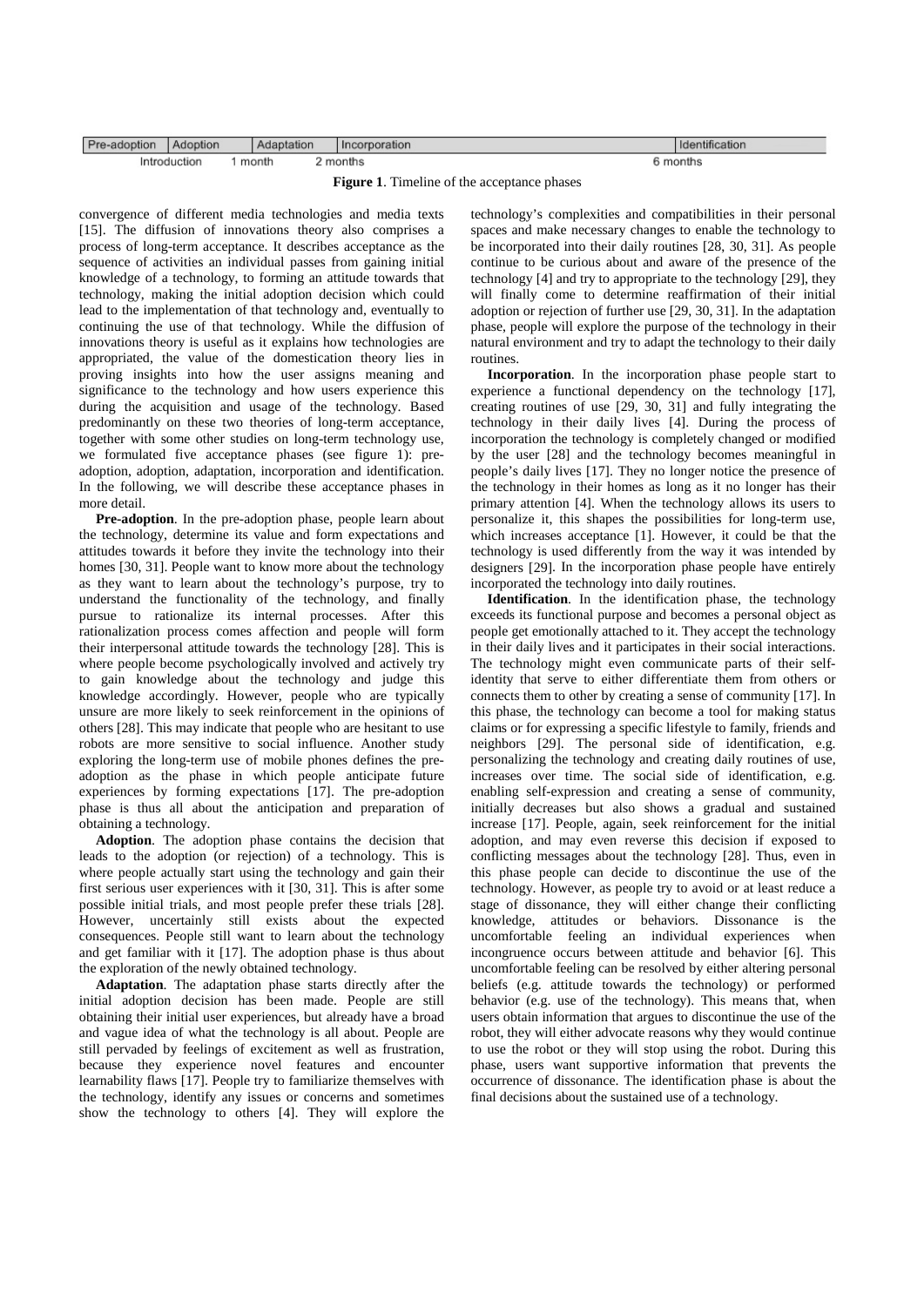| Pre-adoption | Adoption | Adaptation | Incorporation | Identification |
|---|---|---|---|---|
| Introduction | 1 month | 2 months | | 6 months |

**Figure 1**. Timeline of the acceptance phases

convergence of different media technologies and media texts [15]. The diffusion of innovations theory also comprises a process of long-term acceptance. It describes acceptance as the sequence of activities an individual passes from gaining initial knowledge of a technology, to forming an attitude towards that technology, making the initial adoption decision which could lead to the implementation of that technology and, eventually to continuing the use of that technology. While the diffusion of innovations theory is useful as it explains how technologies are appropriated, the value of the domestication theory lies in proving insights into how the user assigns meaning and significance to the technology and how users experience this during the acquisition and usage of the technology. Based predominantly on these two theories of long-term acceptance, together with some other studies on long-term technology use, we formulated five acceptance phases (see figure 1): pre-adoption, adoption, adaptation, incorporation and identification. In the following, we will describe these acceptance phases in more detail.

**Pre-adoption**. In the pre-adoption phase, people learn about the technology, determine its value and form expectations and attitudes towards it before they invite the technology into their homes [30, 31]. People want to know more about the technology as they want to learn about the technology's purpose, try to understand the functionality of the technology, and finally pursue to rationalize its internal processes. After this rationalization process comes affection and people will form their interpersonal attitude towards the technology [28]. This is where people become psychologically involved and actively try to gain knowledge about the technology and judge this knowledge accordingly. However, people who are typically unsure are more likely to seek reinforcement in the opinions of others [28]. This may indicate that people who are hesitant to use robots are more sensitive to social influence. Another study exploring the long-term use of mobile phones defines the pre-adoption as the phase in which people anticipate future experiences by forming expectations [17]. The pre-adoption phase is thus all about the anticipation and preparation of obtaining a technology.

**Adoption**. The adoption phase contains the decision that leads to the adoption (or rejection) of a technology. This is where people actually start using the technology and gain their first serious user experiences with it [30, 31]. This is after some possible initial trials, and most people prefer these trials [28]. However, uncertainly still exists about the expected consequences. People still want to learn about the technology and get familiar with it [17]. The adoption phase is thus about the exploration of the newly obtained technology.

**Adaptation**. The adaptation phase starts directly after the initial adoption decision has been made. People are still obtaining their initial user experiences, but already have a broad and vague idea of what the technology is all about. People are still pervaded by feelings of excitement as well as frustration, because they experience novel features and encounter learnability flaws [17]. People try to familiarize themselves with the technology, identify any issues or concerns and sometimes show the technology to others [4]. They will explore the technology's complexities and compatibilities in their personal spaces and make necessary changes to enable the technology to be incorporated into their daily routines [28, 30, 31]. As people continue to be curious about and aware of the presence of the technology [4] and try to appropriate to the technology [29], they will finally come to determine reaffirmation of their initial adoption or rejection of further use [29, 30, 31]. In the adaptation phase, people will explore the purpose of the technology in their natural environment and try to adapt the technology to their daily routines.

**Incorporation**. In the incorporation phase people start to experience a functional dependency on the technology [17], creating routines of use [29, 30, 31] and fully integrating the technology in their daily lives [4]. During the process of incorporation the technology is completely changed or modified by the user [28] and the technology becomes meaningful in people's daily lives [17]. They no longer notice the presence of the technology in their homes as long as it no longer has their primary attention [4]. When the technology allows its users to personalize it, this shapes the possibilities for long-term use, which increases acceptance [1]. However, it could be that the technology is used differently from the way it was intended by designers [29]. In the incorporation phase people have entirely incorporated the technology into daily routines.

**Identification**. In the identification phase, the technology exceeds its functional purpose and becomes a personal object as people get emotionally attached to it. They accept the technology in their daily lives and it participates in their social interactions. The technology might even communicate parts of their self-identity that serve to either differentiate them from others or connects them to other by creating a sense of community [17]. In this phase, the technology can become a tool for making status claims or for expressing a specific lifestyle to family, friends and neighbors [29]. The personal side of identification, e.g. personalizing the technology and creating daily routines of use, increases over time. The social side of identification, e.g. enabling self-expression and creating a sense of community, initially decreases but also shows a gradual and sustained increase [17]. People, again, seek reinforcement for the initial adoption, and may even reverse this decision if exposed to conflicting messages about the technology [28]. Thus, even in this phase people can decide to discontinue the use of the technology. However, as people try to avoid or at least reduce a stage of dissonance, they will either change their conflicting knowledge, attitudes or behaviors. Dissonance is the uncomfortable feeling an individual experiences when incongruence occurs between attitude and behavior [6]. This uncomfortable feeling can be resolved by either altering personal beliefs (e.g. attitude towards the technology) or performed behavior (e.g. use of the technology). This means that, when users obtain information that argues to discontinue the use of the robot, they will either advocate reasons why they would continue to use the robot or they will stop using the robot. During this phase, users want supportive information that prevents the occurrence of dissonance. The identification phase is about the final decisions about the sustained use of a technology.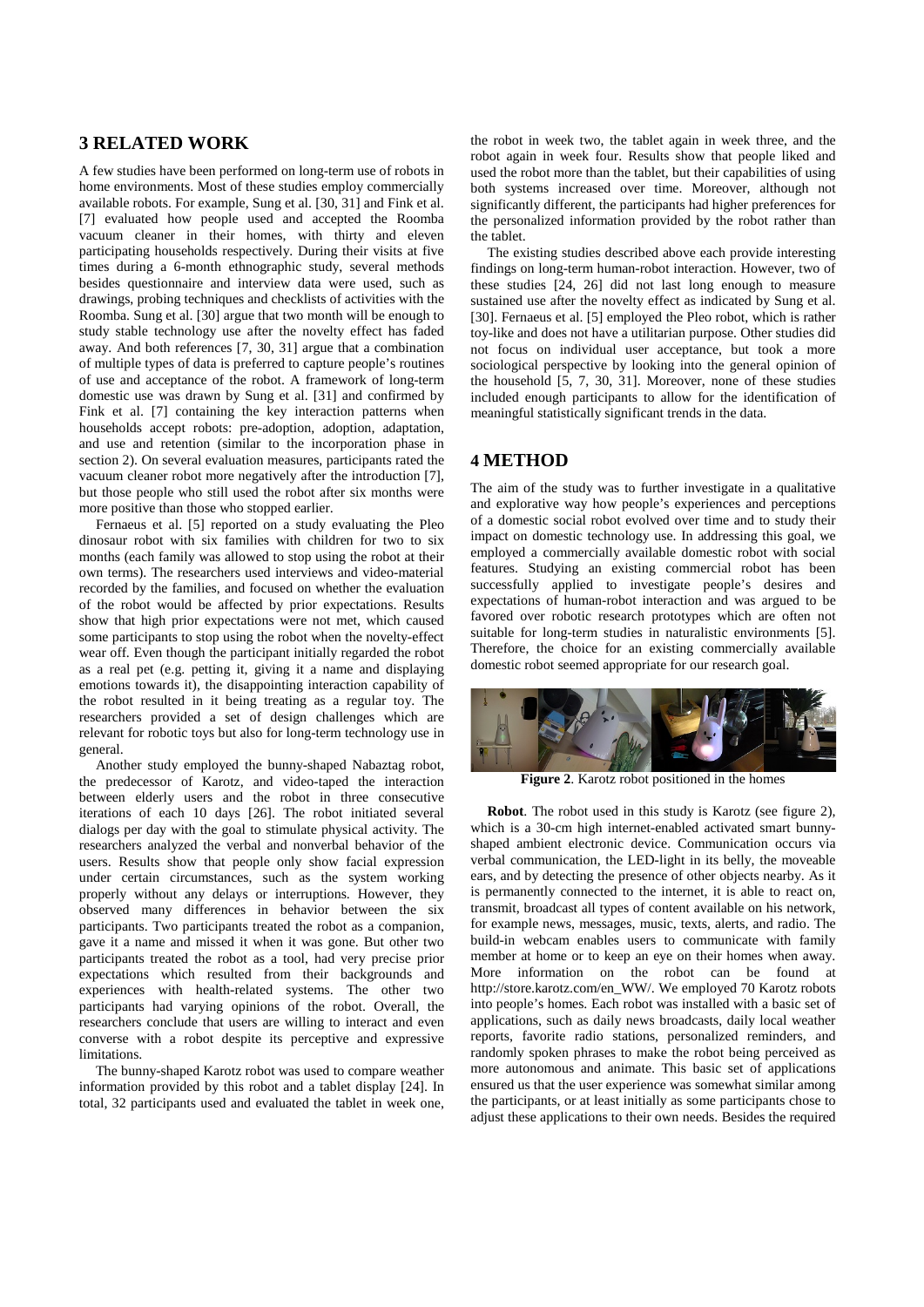## 3 RELATED WORK

A few studies have been performed on long-term use of robots in home environments. Most of these studies employ commercially available robots. For example, Sung et al. [30, 31] and Fink et al. [7] evaluated how people used and accepted the Roomba vacuum cleaner in their homes, with thirty and eleven participating households respectively. During their visits at five times during a 6-month ethnographic study, several methods besides questionnaire and interview data were used, such as drawings, probing techniques and checklists of activities with the Roomba. Sung et al. [30] argue that two month will be enough to study stable technology use after the novelty effect has faded away. And both references [7, 30, 31] argue that a combination of multiple types of data is preferred to capture people's routines of use and acceptance of the robot. A framework of long-term domestic use was drawn by Sung et al. [31] and confirmed by Fink et al. [7] containing the key interaction patterns when households accept robots: pre-adoption, adoption, adaptation, and use and retention (similar to the incorporation phase in section 2). On several evaluation measures, participants rated the vacuum cleaner robot more negatively after the introduction [7], but those people who still used the robot after six months were more positive than those who stopped earlier.

Fernaeus et al. [5] reported on a study evaluating the Pleo dinosaur robot with six families with children for two to six months (each family was allowed to stop using the robot at their own terms). The researchers used interviews and video-material recorded by the families, and focused on whether the evaluation of the robot would be affected by prior expectations. Results show that high prior expectations were not met, which caused some participants to stop using the robot when the novelty-effect wear off. Even though the participant initially regarded the robot as a real pet (e.g. petting it, giving it a name and displaying emotions towards it), the disappointing interaction capability of the robot resulted in it being treating as a regular toy. The researchers provided a set of design challenges which are relevant for robotic toys but also for long-term technology use in general.

Another study employed the bunny-shaped Nabaztag robot, the predecessor of Karotz, and video-taped the interaction between elderly users and the robot in three consecutive iterations of each 10 days [26]. The robot initiated several dialogs per day with the goal to stimulate physical activity. The researchers analyzed the verbal and nonverbal behavior of the users. Results show that people only show facial expression under certain circumstances, such as the system working properly without any delays or interruptions. However, they observed many differences in behavior between the six participants. Two participants treated the robot as a companion, gave it a name and missed it when it was gone. But other two participants treated the robot as a tool, had very precise prior expectations which resulted from their backgrounds and experiences with health-related systems. The other two participants had varying opinions of the robot. Overall, the researchers conclude that users are willing to interact and even converse with a robot despite its perceptive and expressive limitations.

The bunny-shaped Karotz robot was used to compare weather information provided by this robot and a tablet display [24]. In total, 32 participants used and evaluated the tablet in week one, the robot in week two, the tablet again in week three, and the robot again in week four. Results show that people liked and used the robot more than the tablet, but their capabilities of using both systems increased over time. Moreover, although not significantly different, the participants had higher preferences for the personalized information provided by the robot rather than the tablet.

The existing studies described above each provide interesting findings on long-term human-robot interaction. However, two of these studies [24, 26] did not last long enough to measure sustained use after the novelty effect as indicated by Sung et al. [30]. Fernaeus et al. [5] employed the Pleo robot, which is rather toy-like and does not have a utilitarian purpose. Other studies did not focus on individual user acceptance, but took a more sociological perspective by looking into the general opinion of the household [5, 7, 30, 31]. Moreover, none of these studies included enough participants to allow for the identification of meaningful statistically significant trends in the data.

## 4 METHOD

The aim of the study was to further investigate in a qualitative and explorative way how people's experiences and perceptions of a domestic social robot evolved over time and to study their impact on domestic technology use. In addressing this goal, we employed a commercially available domestic robot with social features. Studying an existing commercial robot has been successfully applied to investigate people's desires and expectations of human-robot interaction and was argued to be favored over robotic research prototypes which are often not suitable for long-term studies in naturalistic environments [5]. Therefore, the choice for an existing commercially available domestic robot seemed appropriate for our research goal.

**Figure 2**. Karotz robot positioned in the homes

**Robot**. The robot used in this study is Karotz (see figure 2), which is a 30-cm high internet-enabled activated smart bunny-shaped ambient electronic device. Communication occurs via verbal communication, the LED-light in its belly, the moveable ears, and by detecting the presence of other objects nearby. As it is permanently connected to the internet, it is able to react on, transmit, broadcast all types of content available on his network, for example news, messages, music, texts, alerts, and radio. The build-in webcam enables users to communicate with family member at home or to keep an eye on their homes when away. More information on the robot can be found at http://store.karotz.com/en_WW/. We employed 70 Karotz robots into people's homes. Each robot was installed with a basic set of applications, such as daily news broadcasts, daily local weather reports, favorite radio stations, personalized reminders, and randomly spoken phrases to make the robot being perceived as more autonomous and animate. This basic set of applications ensured us that the user experience was somewhat similar among the participants, or at least initially as some participants chose to adjust these applications to their own needs. Besides the required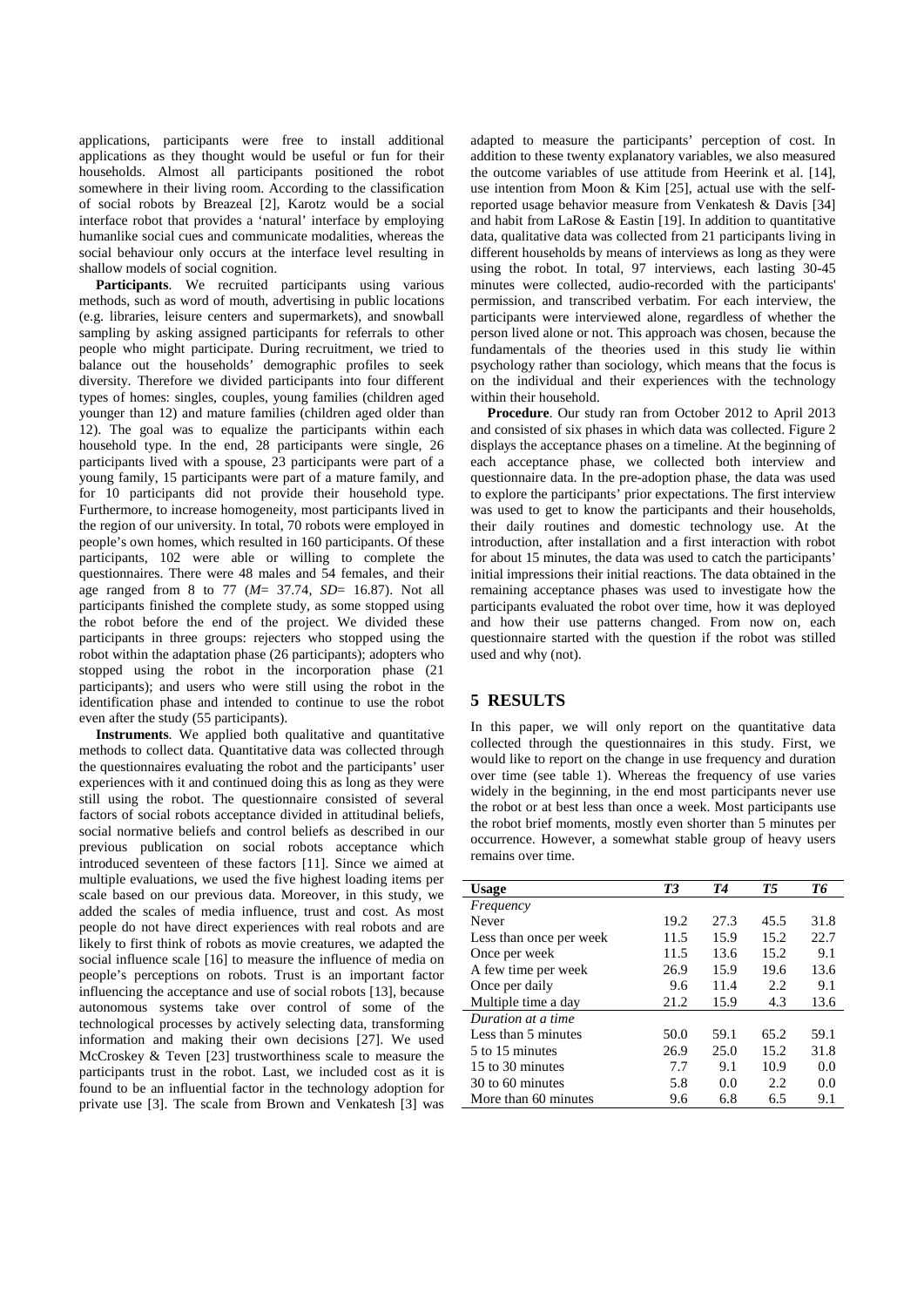applications, participants were free to install additional applications as they thought would be useful or fun for their households. Almost all participants positioned the robot somewhere in their living room. According to the classification of social robots by Breazeal [2], Karotz would be a social interface robot that provides a 'natural' interface by employing humanlike social cues and communicate modalities, whereas the social behaviour only occurs at the interface level resulting in shallow models of social cognition.

**Participants**. We recruited participants using various methods, such as word of mouth, advertising in public locations (e.g. libraries, leisure centers and supermarkets), and snowball sampling by asking assigned participants for referrals to other people who might participate. During recruitment, we tried to balance out the households' demographic profiles to seek diversity. Therefore we divided participants into four different types of homes: singles, couples, young families (children aged younger than 12) and mature families (children aged older than 12). The goal was to equalize the participants within each household type. In the end, 28 participants were single, 26 participants lived with a spouse, 23 participants were part of a young family, 15 participants were part of a mature family, and for 10 participants did not provide their household type. Furthermore, to increase homogeneity, most participants lived in the region of our university. In total, 70 robots were employed in people's own homes, which resulted in 160 participants. Of these participants, 102 were able or willing to complete the questionnaires. There were 48 males and 54 females, and their age ranged from 8 to 77 (*M*= 37.74, *SD*= 16.87). Not all participants finished the complete study, as some stopped using the robot before the end of the project. We divided these participants in three groups: rejecters who stopped using the robot within the adaptation phase (26 participants); adopters who stopped using the robot in the incorporation phase (21 participants); and users who were still using the robot in the identification phase and intended to continue to use the robot even after the study (55 participants).

**Instruments**. We applied both qualitative and quantitative methods to collect data. Quantitative data was collected through the questionnaires evaluating the robot and the participants' user experiences with it and continued doing this as long as they were still using the robot. The questionnaire consisted of several factors of social robots acceptance divided in attitudinal beliefs, social normative beliefs and control beliefs as described in our previous publication on social robots acceptance which introduced seventeen of these factors [11]. Since we aimed at multiple evaluations, we used the five highest loading items per scale based on our previous data. Moreover, in this study, we added the scales of media influence, trust and cost. As most people do not have direct experiences with real robots and are likely to first think of robots as movie creatures, we adapted the social influence scale [16] to measure the influence of media on people's perceptions on robots. Trust is an important factor influencing the acceptance and use of social robots [13], because autonomous systems take over control of some of the technological processes by actively selecting data, transforming information and making their own decisions [27]. We used McCroskey & Teven [23] trustworthiness scale to measure the participants trust in the robot. Last, we included cost as it is found to be an influential factor in the technology adoption for private use [3]. The scale from Brown and Venkatesh [3] was adapted to measure the participants' perception of cost. In addition to these twenty explanatory variables, we also measured the outcome variables of use attitude from Heerink et al. [14], use intention from Moon & Kim [25], actual use with the self-reported usage behavior measure from Venkatesh & Davis [34] and habit from LaRose & Eastin [19]. In addition to quantitative data, qualitative data was collected from 21 participants living in different households by means of interviews as long as they were using the robot. In total, 97 interviews, each lasting 30-45 minutes were collected, audio-recorded with the participants' permission, and transcribed verbatim. For each interview, the participants were interviewed alone, regardless of whether the person lived alone or not. This approach was chosen, because the fundamentals of the theories used in this study lie within psychology rather than sociology, which means that the focus is on the individual and their experiences with the technology within their household.

**Procedure**. Our study ran from October 2012 to April 2013 and consisted of six phases in which data was collected. Figure 2 displays the acceptance phases on a timeline. At the beginning of each acceptance phase, we collected both interview and questionnaire data. In the pre-adoption phase, the data was used to explore the participants' prior expectations. The first interview was used to get to know the participants and their households, their daily routines and domestic technology use. At the introduction, after installation and a first interaction with robot for about 15 minutes, the data was used to catch the participants' initial impressions their initial reactions. The data obtained in the remaining acceptance phases was used to investigate how the participants evaluated the robot over time, how it was deployed and how their use patterns changed. From now on, each questionnaire started with the question if the robot was stilled used and why (not).

## 5 RESULTS

In this paper, we will only report on the quantitative data collected through the questionnaires in this study. First, we would like to report on the change in use frequency and duration over time (see table 1). Whereas the frequency of use varies widely in the beginning, in the end most participants never use the robot or at best less than once a week. Most participants use the robot brief moments, mostly even shorter than 5 minutes per occurrence. However, a somewhat stable group of heavy users remains over time.

| **Usage** | ***T3*** | ***T4*** | ***T5*** | ***T6*** |
|---|---|---|---|---|
| *Frequency* | | | | |
| Never | 19.2 | 27.3 | 45.5 | 31.8 |
| Less than once per week | 11.5 | 15.9 | 15.2 | 22.7 |
| Once per week | 11.5 | 13.6 | 15.2 | 9.1 |
| A few time per week | 26.9 | 15.9 | 19.6 | 13.6 |
| Once per daily | 9.6 | 11.4 | 2.2 | 9.1 |
| Multiple time a day | 21.2 | 15.9 | 4.3 | 13.6 |
| *Duration at a time* | | | | |
| Less than 5 minutes | 50.0 | 59.1 | 65.2 | 59.1 |
| 5 to 15 minutes | 26.9 | 25.0 | 15.2 | 31.8 |
| 15 to 30 minutes | 7.7 | 9.1 | 10.9 | 0.0 |
| 30 to 60 minutes | 5.8 | 0.0 | 2.2 | 0.0 |
| More than 60 minutes | 9.6 | 6.8 | 6.5 | 9.1 |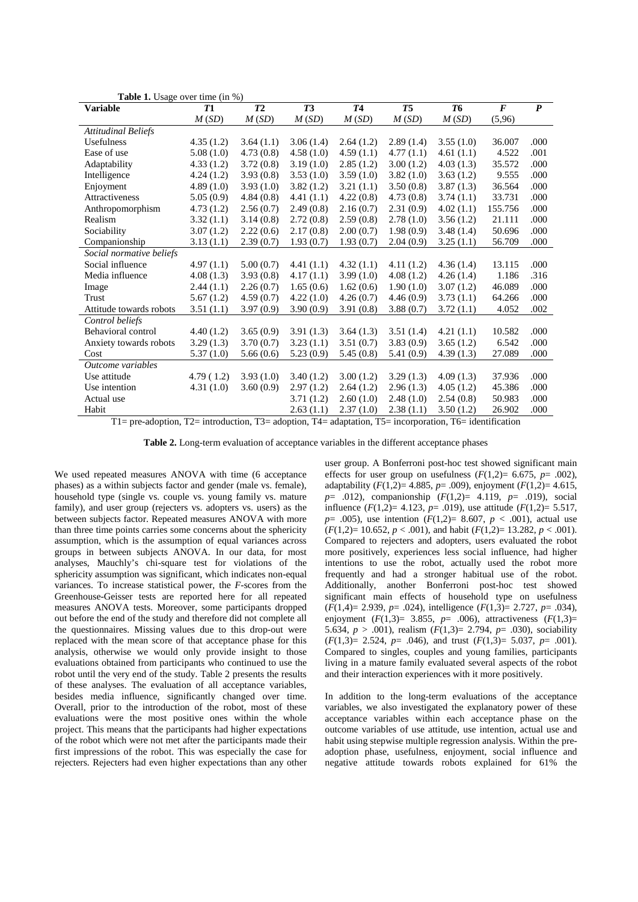**Table 1.** Usage over time (in %)

| Variable | *T1* | *T2* | *T3* | *T4* | *T5* | *T6* | *F* | *P* |
|---|---|---|---|---|---|---|---|---|
| | *M* (*SD*) | *M* (*SD*) | *M* (*SD*) | *M* (*SD*) | *M* (*SD*) | *M* (*SD*) | (5,96) | |
| *Attitudinal Beliefs* | | | | | | | | |
| Usefulness | 4.35 (1.2) | 3.64 (1.1) | 3.06 (1.4) | 2.64 (1.2) | 2.89 (1.4) | 3.55 (1.0) | 36.007 | .000 |
| Ease of use | 5.08 (1.0) | 4.73 (0.8) | 4.58 (1.0) | 4.59 (1.1) | 4.77 (1.1) | 4.61 (1.1) | 4.522 | .001 |
| Adaptability | 4.33 (1.2) | 3.72 (0.8) | 3.19 (1.0) | 2.85 (1.2) | 3.00 (1.2) | 4.03 (1.3) | 35.572 | .000 |
| Intelligence | 4.24 (1.2) | 3.93 (0.8) | 3.53 (1.0) | 3.59 (1.0) | 3.82 (1.0) | 3.63 (1.2) | 9.555 | .000 |
| Enjoyment | 4.89 (1.0) | 3.93 (1.0) | 3.82 (1.2) | 3.21 (1.1) | 3.50 (0.8) | 3.87 (1.3) | 36.564 | .000 |
| Attractiveness | 5.05 (0.9) | 4.84 (0.8) | 4.41 (1.1) | 4.22 (0.8) | 4.73 (0.8) | 3.74 (1.1) | 33.731 | .000 |
| Anthropomorphism | 4.73 (1.2) | 2.56 (0.7) | 2.49 (0.8) | 2.16 (0.7) | 2.31 (0.9) | 4.02 (1.1) | 155.756 | .000 |
| Realism | 3.32 (1.1) | 3.14 (0.8) | 2.72 (0.8) | 2.59 (0.8) | 2.78 (1.0) | 3.56 (1.2) | 21.111 | .000 |
| Sociability | 3.07 (1.2) | 2.22 (0.6) | 2.17 (0.8) | 2.00 (0.7) | 1.98 (0.9) | 3.48 (1.4) | 50.696 | .000 |
| Companionship | 3.13 (1.1) | 2.39 (0.7) | 1.93 (0.7) | 1.93 (0.7) | 2.04 (0.9) | 3.25 (1.1) | 56.709 | .000 |
| *Social normative beliefs* | | | | | | | | |
| Social influence | 4.97 (1.1) | 5.00 (0.7) | 4.41 (1.1) | 4.32 (1.1) | 4.11 (1.2) | 4.36 (1.4) | 13.115 | .000 |
| Media influence | 4.08 (1.3) | 3.93 (0.8) | 4.17 (1.1) | 3.99 (1.0) | 4.08 (1.2) | 4.26 (1.4) | 1.186 | .316 |
| Image | 2.44 (1.1) | 2.26 (0.7) | 1.65 (0.6) | 1.62 (0.6) | 1.90 (1.0) | 3.07 (1.2) | 46.089 | .000 |
| Trust | 5.67 (1.2) | 4.59 (0.7) | 4.22 (1.0) | 4.26 (0.7) | 4.46 (0.9) | 3.73 (1.1) | 64.266 | .000 |
| Attitude towards robots | 3.51 (1.1) | 3.97 (0.9) | 3.90 (0.9) | 3.91 (0.8) | 3.88 (0.7) | 3.72 (1.1) | 4.052 | .002 |
| *Control beliefs* | | | | | | | | |
| Behavioral control | 4.40 (1.2) | 3.65 (0.9) | 3.91 (1.3) | 3.64 (1.3) | 3.51 (1.4) | 4.21 (1.1) | 10.582 | .000 |
| Anxiety towards robots | 3.29 (1.3) | 3.70 (0.7) | 3.23 (1.1) | 3.51 (0.7) | 3.83 (0.9) | 3.65 (1.2) | 6.542 | .000 |
| Cost | 5.37 (1.0) | 5.66 (0.6) | 5.23 (0.9) | 5.45 (0.8) | 5.41 (0.9) | 4.39 (1.3) | 27.089 | .000 |
| *Outcome variables* | | | | | | | | |
| Use attitude | 4.79 ( 1.2) | 3.93 (1.0) | 3.40 (1.2) | 3.00 (1.2) | 3.29 (1.3) | 4.09 (1.3) | 37.936 | .000 |
| Use intention | 4.31 (1.0) | 3.60 (0.9) | 2.97 (1.2) | 2.64 (1.2) | 2.96 (1.3) | 4.05 (1.2) | 45.386 | .000 |
| Actual use | | | 3.71 (1.2) | 2.60 (1.0) | 2.48 (1.0) | 2.54 (0.8) | 50.983 | .000 |
| Habit | | | 2.63 (1.1) | 2.37 (1.0) | 2.38 (1.1) | 3.50 (1.2) | 26.902 | .000 |

T1= pre-adoption, T2= introduction, T3= adoption, T4= adaptation, T5= incorporation, T6= identification

**Table 2.** Long-term evaluation of acceptance variables in the different acceptance phases

We used repeated measures ANOVA with time (6 acceptance phases) as a within subjects factor and gender (male vs. female), household type (single vs. couple vs. young family vs. mature family), and user group (rejecters vs. adopters vs. users) as the between subjects factor. Repeated measures ANOVA with more than three time points carries some concerns about the sphericity assumption, which is the assumption of equal variances across groups in between subjects ANOVA. In our data, for most analyses, Mauchly's chi-square test for violations of the sphericity assumption was significant, which indicates non-equal variances. To increase statistical power, the *F*-scores from the Greenhouse-Geisser tests are reported here for all repeated measures ANOVA tests. Moreover, some participants dropped out before the end of the study and therefore did not complete all the questionnaires. Missing values due to this drop-out were replaced with the mean score of that acceptance phase for this analysis, otherwise we would only provide insight to those evaluations obtained from participants who continued to use the robot until the very end of the study. Table 2 presents the results of these analyses. The evaluation of all acceptance variables, besides media influence, significantly changed over time. Overall, prior to the introduction of the robot, most of these evaluations were the most positive ones within the whole project. This means that the participants had higher expectations of the robot which were not met after the participants made their first impressions of the robot. This was especially the case for rejecters. Rejecters had even higher expectations than any other user group. A Bonferroni post-hoc test showed significant main effects for user group on usefulness ($F(1,2)$= 6.675, $p$= .002), adaptability ($F(1,2)$= 4.885, $p$= .009), enjoyment ($F(1,2)$= 4.615, $p$= .012), companionship ($F(1,2)$= 4.119, $p$= .019), social influence ($F(1,2)$= 4.123, $p$= .019), use attitude ($F(1,2)$= 5.517, $p$= .005), use intention ($F(1,2)$= 8.607, $p$ < .001), actual use ($F(1,2)$= 10.652, $p$ < .001), and habit ($F(1,2)$= 13.282, $p$ < .001). Compared to rejecters and adopters, users evaluated the robot more positively, experiences less social influence, had higher intentions to use the robot, actually used the robot more frequently and had a stronger habitual use of the robot. Additionally, another Bonferroni post-hoc test showed significant main effects of household type on usefulness ($F(1,4)$= 2.939, $p$= .024), intelligence ($F(1,3)$= 2.727, $p$= .034), enjoyment ($F(1,3)$= 3.855, $p$= .006), attractiveness ($F(1,3)$= 5.634, $p$ > .001), realism ($F(1,3)$= 2.794, $p$= .030), sociability ($F(1,3)$= 2.524, $p$= .046), and trust ($F(1,3)$= 5.037, $p$= .001). Compared to singles, couples and young families, participants living in a mature family evaluated several aspects of the robot and their interaction experiences with it more positively.

In addition to the long-term evaluations of the acceptance variables, we also investigated the explanatory power of these acceptance variables within each acceptance phase on the outcome variables of use attitude, use intention, actual use and habit using stepwise multiple regression analysis. Within the pre-adoption phase, usefulness, enjoyment, social influence and negative attitude towards robots explained for 61% the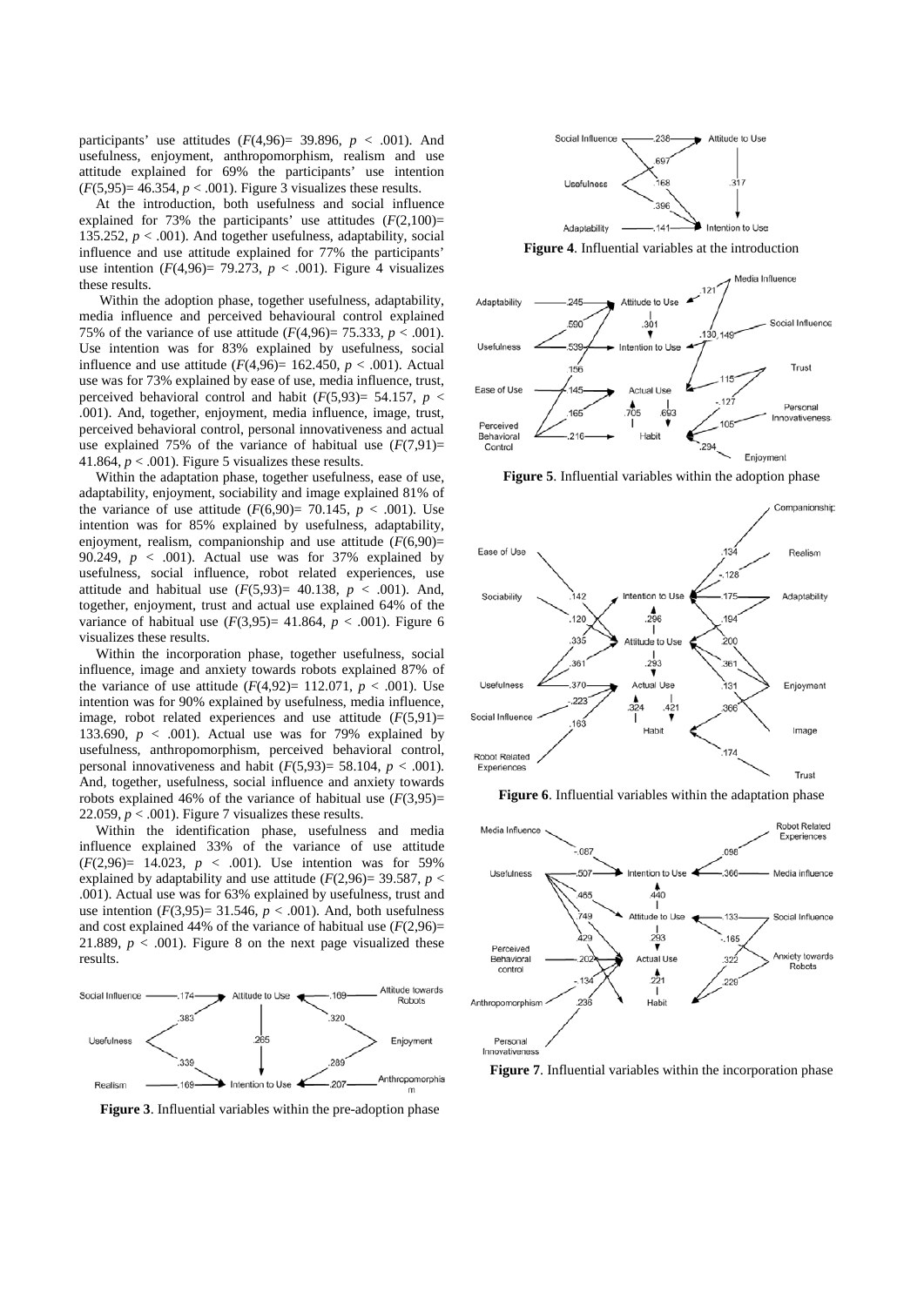participants' use attitudes ($F(4,96)= 39.896$, $p < .001$). And usefulness, enjoyment, anthropomorphism, realism and use attitude explained for 69% the participants' use intention ($F(5,95)= 46.354$, $p < .001$). Figure 3 visualizes these results.

At the introduction, both usefulness and social influence explained for 73% the participants' use attitudes ($F(2,100)= 135.252$, $p < .001$). And together usefulness, adaptability, social influence and use attitude explained for 77% the participants' use intention ($F(4,96)= 79.273$, $p < .001$). Figure 4 visualizes these results.

Within the adoption phase, together usefulness, adaptability, media influence and perceived behavioural control explained 75% of the variance of use attitude ($F(4,96)= 75.333$, $p < .001$). Use intention was for 83% explained by usefulness, social influence and use attitude ($F(4,96)= 162.450$, $p < .001$). Actual use was for 73% explained by ease of use, media influence, trust, perceived behavioral control and habit ($F(5,93)= 54.157$, $p < .001$). And, together, enjoyment, media influence, image, trust, perceived behavioral control, personal innovativeness and actual use explained 75% of the variance of habitual use ($F(7,91)= 41.864$, $p < .001$). Figure 5 visualizes these results.

Within the adaptation phase, together usefulness, ease of use, adaptability, enjoyment, sociability and image explained 81% of the variance of use attitude ($F(6,90)= 70.145$, $p < .001$). Use intention was for 85% explained by usefulness, adaptability, enjoyment, realism, companionship and use attitude ($F(6,90)= 90.249$, $p < .001$). Actual use was for 37% explained by usefulness, social influence, robot related experiences, use attitude and habitual use ($F(5,93)= 40.138$, $p < .001$). And, together, enjoyment, trust and actual use explained 64% of the variance of habitual use ($F(3,95)= 41.864$, $p < .001$). Figure 6 visualizes these results.

Within the incorporation phase, together usefulness, social influence, image and anxiety towards robots explained 87% of the variance of use attitude ($F(4,92)= 112.071$, $p < .001$). Use intention was for 90% explained by usefulness, media influence, image, robot related experiences and use attitude ($F(5,91)= 133.690$, $p < .001$). Actual use was for 79% explained by usefulness, anthropomorphism, perceived behavioral control, personal innovativeness and habit ($F(5,93)= 58.104$, $p < .001$). And, together, usefulness, social influence and anxiety towards robots explained 46% of the variance of habitual use ($F(3,95)= 22.059$, $p < .001$). Figure 7 visualizes these results.

Within the identification phase, usefulness and media influence explained 33% of the variance of use attitude ($F(2,96)= 14.023$, $p < .001$). Use intention was for 59% explained by adaptability and use attitude ($F(2,96)= 39.587$, $p < .001$). Actual use was for 63% explained by usefulness, trust and use intention ($F(3,95)= 31.546$, $p < .001$). And, both usefulness and cost explained 44% of the variance of habitual use ($F(2,96)= 21.889$, $p < .001$). Figure 8 on the next page visualized these results.

**Figure 3**. Influential variables within the pre-adoption phase

**Figure 4**. Influential variables at the introduction

**Figure 5**. Influential variables within the adoption phase

**Figure 6**. Influential variables within the adaptation phase

**Figure 7**. Influential variables within the incorporation phase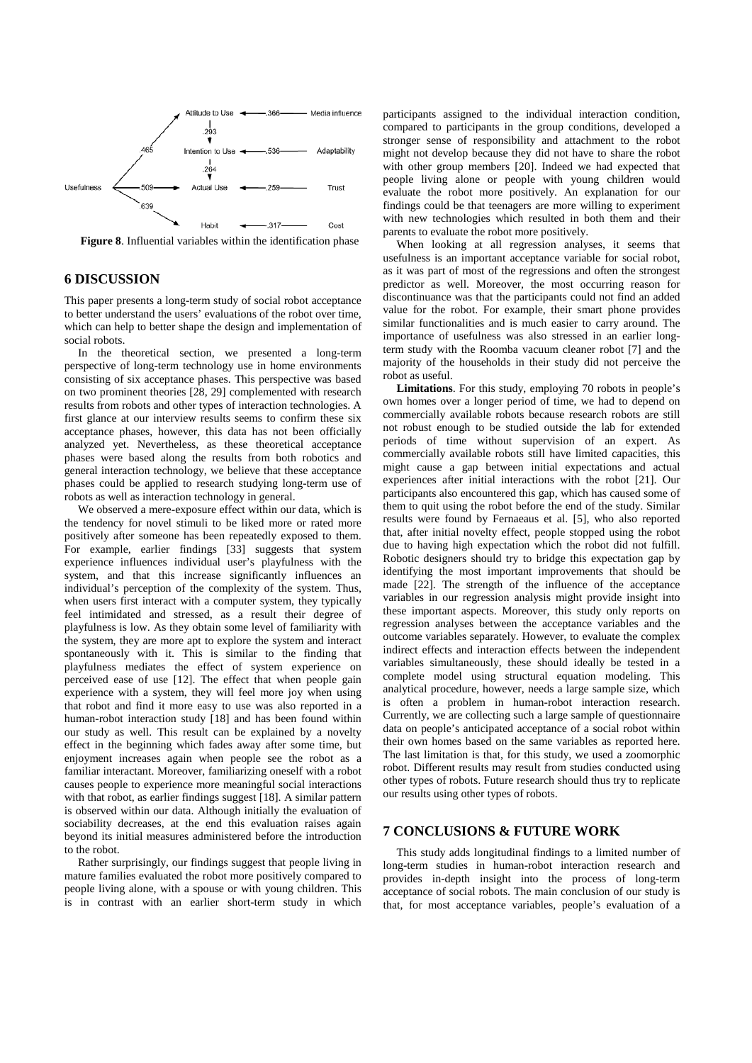**Figure 8**. Influential variables within the identification phase

## 6 DISCUSSION

This paper presents a long-term study of social robot acceptance to better understand the users' evaluations of the robot over time, which can help to better shape the design and implementation of social robots.

In the theoretical section, we presented a long-term perspective of long-term technology use in home environments consisting of six acceptance phases. This perspective was based on two prominent theories [28, 29] complemented with research results from robots and other types of interaction technologies. A first glance at our interview results seems to confirm these six acceptance phases, however, this data has not been officially analyzed yet. Nevertheless, as these theoretical acceptance phases were based along the results from both robotics and general interaction technology, we believe that these acceptance phases could be applied to research studying long-term use of robots as well as interaction technology in general.

We observed a mere-exposure effect within our data, which is the tendency for novel stimuli to be liked more or rated more positively after someone has been repeatedly exposed to them. For example, earlier findings [33] suggests that system experience influences individual user's playfulness with the system, and that this increase significantly influences an individual's perception of the complexity of the system. Thus, when users first interact with a computer system, they typically feel intimidated and stressed, as a result their degree of playfulness is low. As they obtain some level of familiarity with the system, they are more apt to explore the system and interact spontaneously with it. This is similar to the finding that playfulness mediates the effect of system experience on perceived ease of use [12]. The effect that when people gain experience with a system, they will feel more joy when using that robot and find it more easy to use was also reported in a human-robot interaction study [18] and has been found within our study as well. This result can be explained by a novelty effect in the beginning which fades away after some time, but enjoyment increases again when people see the robot as a familiar interactant. Moreover, familiarizing oneself with a robot causes people to experience more meaningful social interactions with that robot, as earlier findings suggest [18]. A similar pattern is observed within our data. Although initially the evaluation of sociability decreases, at the end this evaluation raises again beyond its initial measures administered before the introduction to the robot.

Rather surprisingly, our findings suggest that people living in mature families evaluated the robot more positively compared to people living alone, with a spouse or with young children. This is in contrast with an earlier short-term study in which participants assigned to the individual interaction condition, compared to participants in the group conditions, developed a stronger sense of responsibility and attachment to the robot might not develop because they did not have to share the robot with other group members [20]. Indeed we had expected that people living alone or people with young children would evaluate the robot more positively. An explanation for our findings could be that teenagers are more willing to experiment with new technologies which resulted in both them and their parents to evaluate the robot more positively.

When looking at all regression analyses, it seems that usefulness is an important acceptance variable for social robot, as it was part of most of the regressions and often the strongest predictor as well. Moreover, the most occurring reason for discontinuance was that the participants could not find an added value for the robot. For example, their smart phone provides similar functionalities and is much easier to carry around. The importance of usefulness was also stressed in an earlier long-term study with the Roomba vacuum cleaner robot [7] and the majority of the households in their study did not perceive the robot as useful.

**Limitations**. For this study, employing 70 robots in people's own homes over a longer period of time, we had to depend on commercially available robots because research robots are still not robust enough to be studied outside the lab for extended periods of time without supervision of an expert. As commercially available robots still have limited capacities, this might cause a gap between initial expectations and actual experiences after initial interactions with the robot [21]. Our participants also encountered this gap, which has caused some of them to quit using the robot before the end of the study. Similar results were found by Fernaeus et al. [5], who also reported that, after initial novelty effect, people stopped using the robot due to having high expectation which the robot did not fulfill. Robotic designers should try to bridge this expectation gap by identifying the most important improvements that should be made [22]. The strength of the influence of the acceptance variables in our regression analysis might provide insight into these important aspects. Moreover, this study only reports on regression analyses between the acceptance variables and the outcome variables separately. However, to evaluate the complex indirect effects and interaction effects between the independent variables simultaneously, these should ideally be tested in a complete model using structural equation modeling. This analytical procedure, however, needs a large sample size, which is often a problem in human-robot interaction research. Currently, we are collecting such a large sample of questionnaire data on people's anticipated acceptance of a social robot within their own homes based on the same variables as reported here. The last limitation is that, for this study, we used a zoomorphic robot. Different results may result from studies conducted using other types of robots. Future research should thus try to replicate our results using other types of robots.

## 7 CONCLUSIONS & FUTURE WORK

This study adds longitudinal findings to a limited number of long-term studies in human-robot interaction research and provides in-depth insight into the process of long-term acceptance of social robots. The main conclusion of our study is that, for most acceptance variables, people's evaluation of a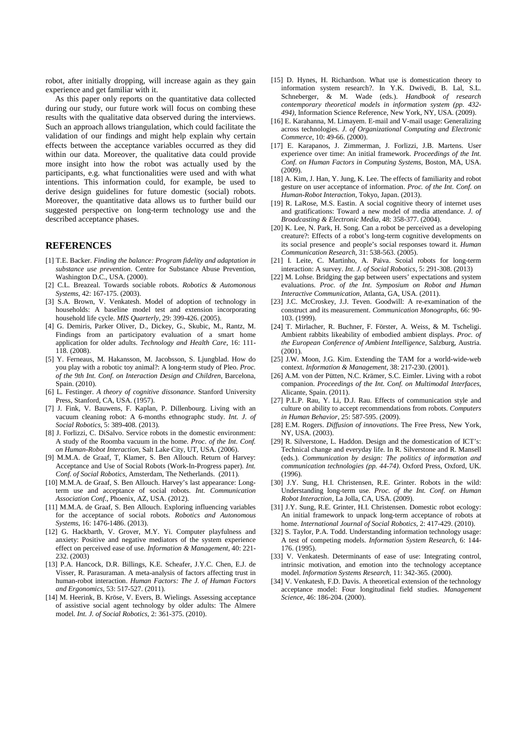robot, after initially dropping, will increase again as they gain experience and get familiar with it.

As this paper only reports on the quantitative data collected during our study, our future work will focus on combing these results with the qualitative data observed during the interviews. Such an approach allows triangulation, which could facilitate the validation of our findings and might help explain why certain effects between the acceptance variables occurred as they did within our data. Moreover, the qualitative data could provide more insight into how the robot was actually used by the participants, e.g. what functionalities were used and with what intentions. This information could, for example, be used to derive design guidelines for future domestic (social) robots. Moreover, the quantitative data allows us to further build our suggested perspective on long-term technology use and the described acceptance phases.

## REFERENCES

[1] T.E. Backer. *Finding the balance: Program fidelity and adaptation in substance use prevention*. Centre for Substance Abuse Prevention, Washington D.C., USA. (2000).

[2] C.L. Breazeal. Towards sociable robots. *Robotics & Automonous Systems*, 42: 167-175. (2003).

[3] S.A. Brown, V. Venkatesh. Model of adoption of technology in households: A baseline model test and extension incorporating household life cycle. *MIS Quarterly*, 29: 399-426. (2005).

[4] G. Demiris, Parker Oliver, D., Dickey, G., Skubic, M., Rantz, M. Findings from an participatory evaluation of a smart home application for older adults. *Technology and Health Care*, 16: 111-118. (2008).

[5] Y. Ferneaus, M. Hakansson, M. Jacobsson, S. Ljungblad. How do you play with a robotic toy animal?: A long-term study of Pleo. *Proc. of the 9th Int. Conf. on Interaction Design and Children*, Barcelona, Spain. (2010).

[6] L. Festinger. *A theory of cognitive dissonance*. Stanford University Press, Stanford, CA, USA. (1957).

[7] J. Fink, V. Bauwens, F. Kaplan, P. Dillenbourg. Living with an vacuum cleaning robot: A 6-months ethnographc study. *Int. J. of Social Robotics*, 5: 389-408. (2013).

[8] J. Forlizzi, C. DiSalvo. Service robots in the domestic environment: A study of the Roomba vacuum in the home. *Proc. of the Int. Conf. on Human-Robot Interaction*, Salt Lake City, UT, USA. (2006).

[9] M.M.A. de Graaf, T, Klamer, S. Ben Allouch. Return of Harvey: Acceptance and Use of Social Robots (Work-In-Progress paper). *Int. Conf. of Social Robotics*, Amsterdam, The Netherlands. (2011).

[10] M.M.A. de Graaf, S. Ben Allouch. Harvey's last appearance: Long-term use and acceptance of social robots. *Int. Communication Association Conf.*, Phoenix, AZ, USA. (2012).

[11] M.M.A. de Graaf, S. Ben Allouch. Exploring influencing variables for the acceptance of social robots. *Robotics and Autonomous Systems*, 16: 1476-1486. (2013).

[12] G. Hackbarth, V. Grover, M.Y. Yi. Computer playfulness and anxiety: Positive and negative mediators of the system experience effect on perceived ease of use. *Information & Management*, 40: 221-232. (2003)

[13] P.A. Hancock, D.R. Billings, K.E. Scheafer, J.Y.C. Chen, E.J. de Visser, R. Parasuraman. A meta-analysis of factors affecting trust in human-robot interaction. *Human Factors: The J. of Human Factors and Ergonomics*, 53: 517-527. (2011).

[14] M. Heerink, B. Kröse, V. Evers, B. Wielings. Assessing acceptance of assistive social agent technology by older adults: The Almere model. *Int. J. of Social Robotics*, 2: 361-375. (2010).

[15] D. Hynes, H. Richardson. What use is domestication theory to information system research?. In Y.K. Dwivedi, B. Lal, S.L. Schneberger, & M. Wade (eds.). *Handbook of research contemporary theoretical models in information system (pp. 432-494)*, Information Science Reference, New York, NY, USA. (2009).

[16] E. Karahanna, M. Limayem. E-mail and V-mail usage: Generalizing across technologies. *J. of Organizational Computing and Electronic Commerce*, 10: 49-66. (2000).

[17] E. Karapanos, J. Zimmerman, J. Forlizzi, J.B. Martens. User experience over time: An initial framework. *Proceedings of the Int. Conf. on Human Factors in Computing Systems*, Boston, MA, USA. (2009).

[18] A. Kim, J. Han, Y. Jung, K. Lee. The effects of familiarity and robot gesture on user acceptance of information. *Proc. of the Int. Conf. on Human-Robot Interaction*, Tokyo, Japan. (2013).

[19] R. LaRose, M.S. Eastin. A social cognitive theory of internet uses and gratifications: Toward a new model of media attendance. *J. of Broadcasting & Electronic Media*, 48: 358-377. (2004).

[20] K. Lee, N. Park, H. Song. Can a robot be perceived as a developing creature?: Effects of a robot's long-term cognitive developments on its social presence and people's social responses toward it. *Human Communication Research*, 31: 538-563. (2005).

[21] I. Leite, C. Martinho, A. Paiva. Scoial robots for long-term interaction: A survey. *Int. J. of Social Robotics*, 5: 291-308. (2013)

[22] M. Lohse. Bridging the gap between users' expectations and system evaluations. *Proc. of the Int. Symposium on Robot and Human Interactive Communication*, Atlanta, GA, USA. (2011).

[23] J.C. McCroskey, J.J. Teven. Goodwill: A re-examination of the construct and its measurement. *Communication Monographs*, 66: 90-103. (1999).

[24] T. Mirlacher, R. Buchner, F. Förster, A. Weiss, & M. Tscheligi. Ambient rabbits likeability of embodied ambient displays. *Proc. of the European Conference of Ambient Intelligence*, Salzburg, Austria. (2001).

[25] J.W. Moon, J.G. Kim. Extending the TAM for a world-wide-web context. *Information & Management*, 38: 217-230. (2001).

[26] A.M. von der Pütten, N.C. Krämer, S.C. Eimler. Living with a robot companion. *Proceedings of the Int. Conf. on Multimodal Interfaces*, Alicante, Spain. (2011).

[27] P.L.P. Rau, Y. Li, D.J. Rau. Effects of communication style and culture on ability to accept recommendations from robots. *Computers in Human Behavior*, 25: 587-595. (2009).

[28] E.M. Rogers. *Diffusion of innovations*. The Free Press, New York, NY, USA. (2003).

[29] R. Silverstone, L. Haddon. Design and the domestication of ICT's: Technical change and everyday life. In R. Silverstone and R. Mansell (eds.). *Communication by design: The politics of information and communication technologies (pp. 44-74)*. Oxford Press, Oxford, UK. (1996).

[30] J.Y. Sung, H.I. Christensen, R.E. Grinter. Robots in the wild: Understanding long-term use. *Proc. of the Int. Conf. on Human Robot Interaction*, La Jolla, CA, USA. (2009).

[31] J.Y. Sung, R.E. Grinter, H.I. Christensen. Domestic robot ecology: An initial framework to unpack long-term acceptance of robots at home. *International Journal of Social Robotics*, 2: 417-429. (2010).

[32] S. Taylor, P.A. Todd. Understanding information technology usage: A test of competing models. *Information System Research*, 6: 144-176. (1995).

[33] V. Venkatesh. Determinants of ease of use: Integrating control, intrinsic motivation, and emotion into the technology acceptance model. *Information Systems Research*, 11: 342-365. (2000).

[34] V. Venkatesh, F.D. Davis. A theoretical extension of the technology acceptance model: Four longitudinal field studies. *Management Science*, 46: 186-204. (2000).